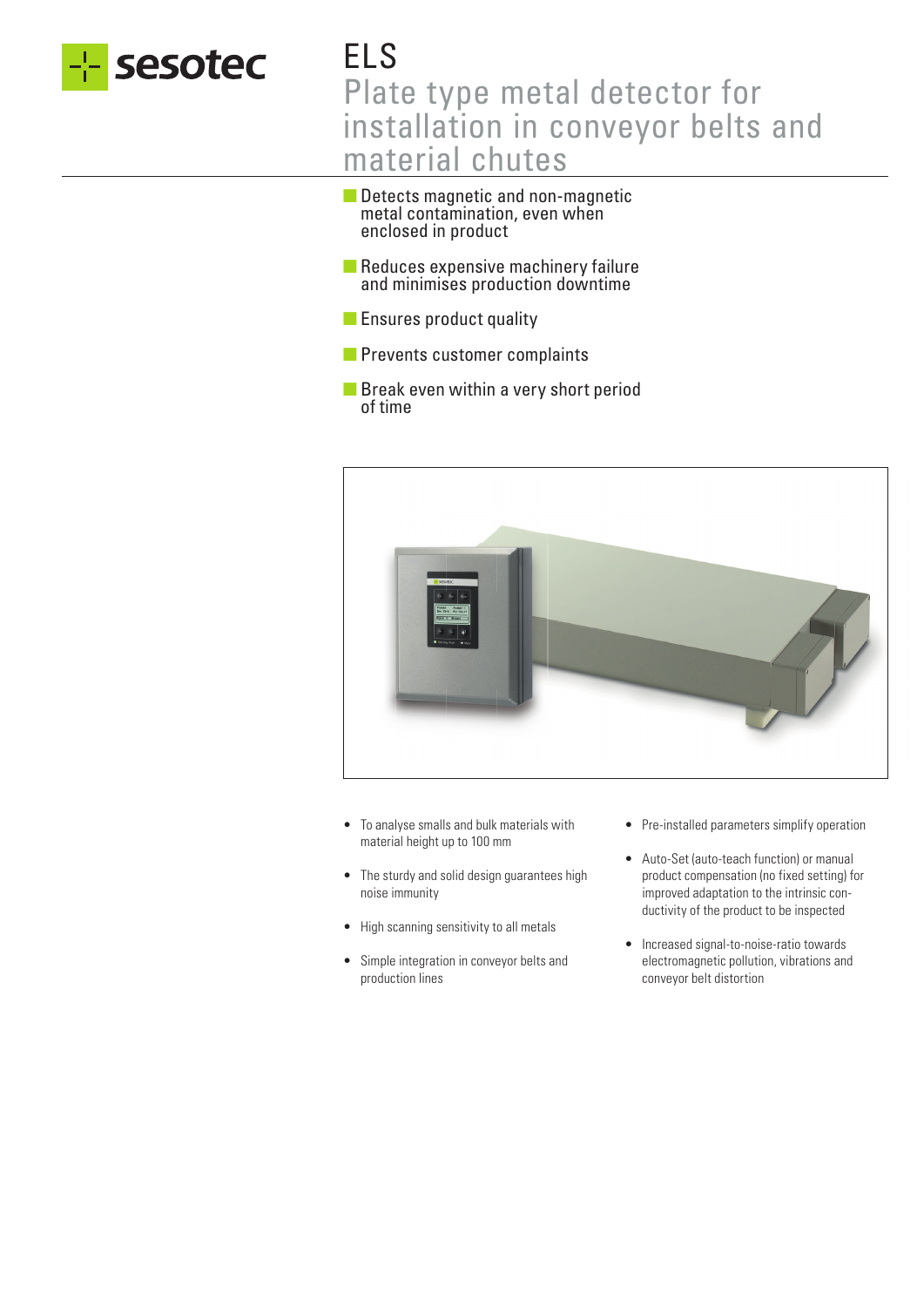sesotec

# ELS

## Plate type metal detector for installation in conveyor belts and material chutes

- Detects magnetic and non-magnetic metal contamination, even when enclosed in product
- Reduces expensive machinery failure and minimises production downtime
- Ensures product quality
- Prevents customer complaints
- Break even within a very short period of time

- To analyse smalls and bulk materials with material height up to 100 mm
- The sturdy and solid design guarantees high noise immunity
- High scanning sensitivity to all metals
- Simple integration in conveyor belts and production lines
- Pre-installed parameters simplify operation
- Auto-Set (auto-teach function) or manual product compensation (no fixed setting) for improved adaptation to the intrinsic conductivity of the product to be inspected
- Increased signal-to-noise-ratio towards electromagnetic pollution, vibrations and conveyor belt distortion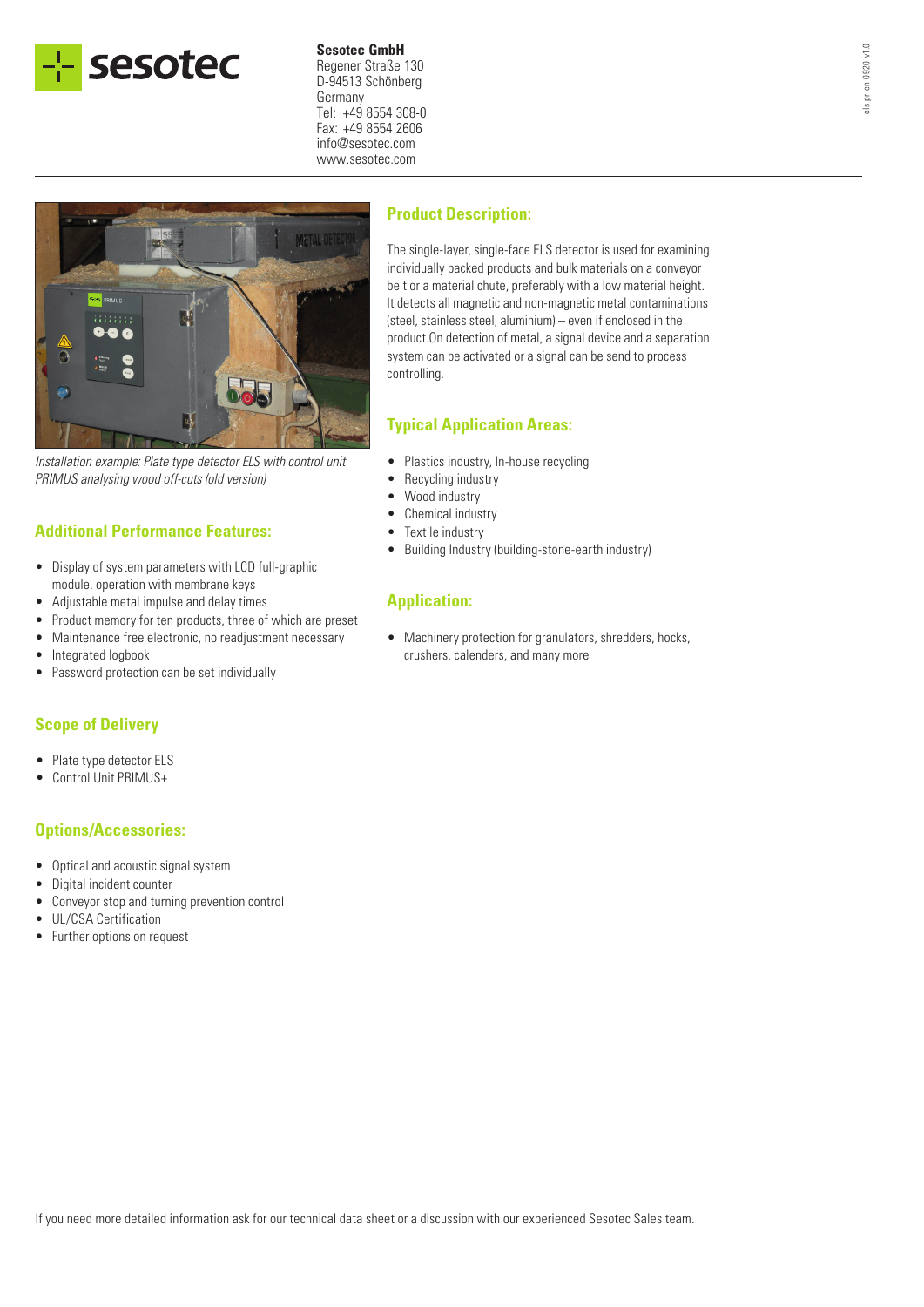**Sesotec GmbH**
Regener Straße 130
D-94513 Schönberg
Germany
Tel: +49 8554 308-0
Fax: +49 8554 2606
info@sesotec.com
www.sesotec.com

*Installation example: Plate type detector ELS with control unit PRIMUS analysing wood off-cuts (old version)*

## Product Description:

The single-layer, single-face ELS detector is used for examining individually packed products and bulk materials on a conveyor belt or a material chute, preferably with a low material height. It detects all magnetic and non-magnetic metal contaminations (steel, stainless steel, aluminium) – even if enclosed in the product.On detection of metal, a signal device and a separation system can be activated or a signal can be send to process controlling.

## Typical Application Areas:

- Plastics industry, In-house recycling
- Recycling industry
- Wood industry
- Chemical industry
- Textile industry
- Building Industry (building-stone-earth industry)

## Application:

- Machinery protection for granulators, shredders, hocks, crushers, calenders, and many more

## Additional Performance Features:

- Display of system parameters with LCD full-graphic module, operation with membrane keys
- Adjustable metal impulse and delay times
- Product memory for ten products, three of which are preset
- Maintenance free electronic, no readjustment necessary
- Integrated logbook
- Password protection can be set individually

## Scope of Delivery

- Plate type detector ELS
- Control Unit PRIMUS+

## Options/Accessories:

- Optical and acoustic signal system
- Digital incident counter
- Conveyor stop and turning prevention control
- UL/CSA Certification
- Further options on request

If you need more detailed information ask for our technical data sheet or a discussion with our experienced Sesotec Sales team.